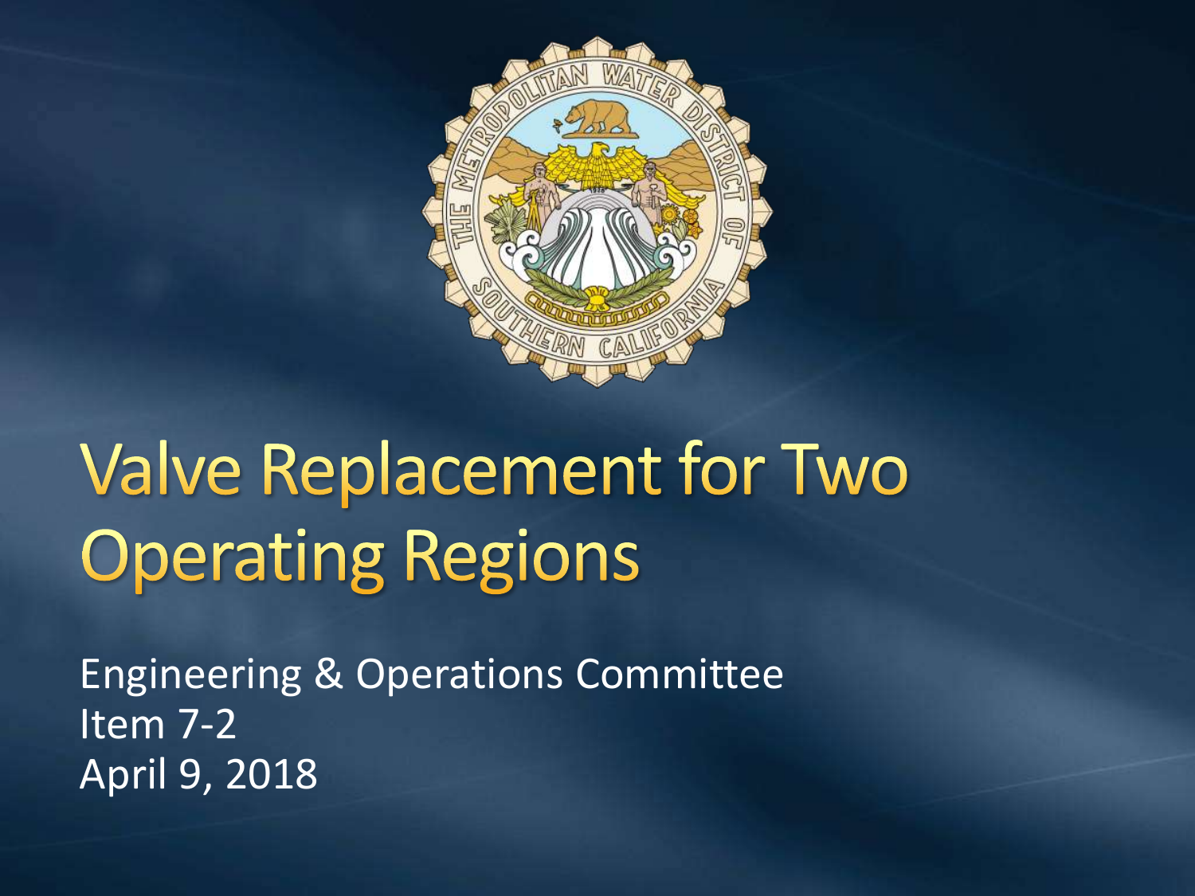# Valve Replacement for Two Operating Regions

Engineering & Operations Committee
Item 7-2
April 9, 2018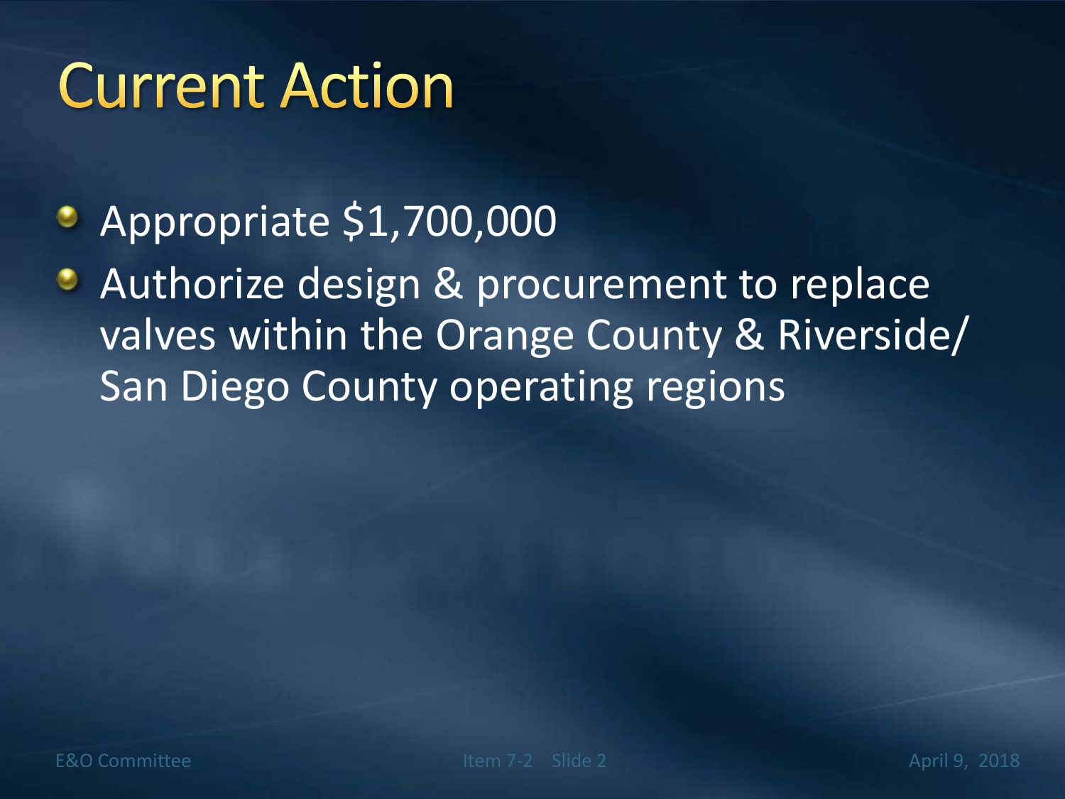# Current Action

- Appropriate $1,700,000
- Authorize design & procurement to replace valves within the Orange County & Riverside/ San Diego County operating regions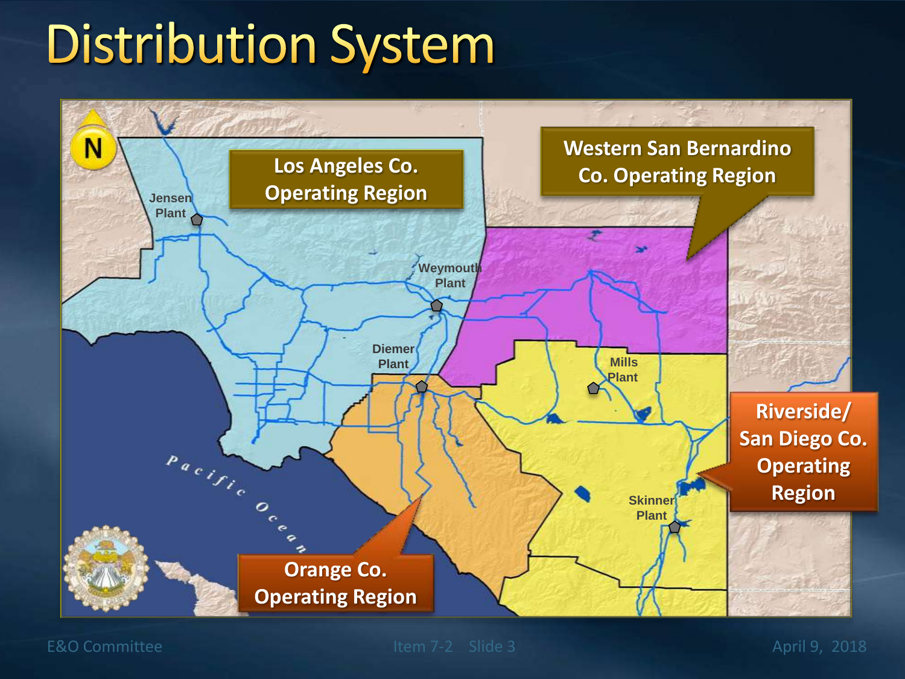# Distribution System

Los Angeles Co. Operating Region

Western San Bernardino Co. Operating Region

Riverside/ San Diego Co. Operating Region

Orange Co. Operating Region

Jensen Plant

Weymouth Plant

Diemer Plant

Mills Plant

Skinner Plant

Pacific Ocean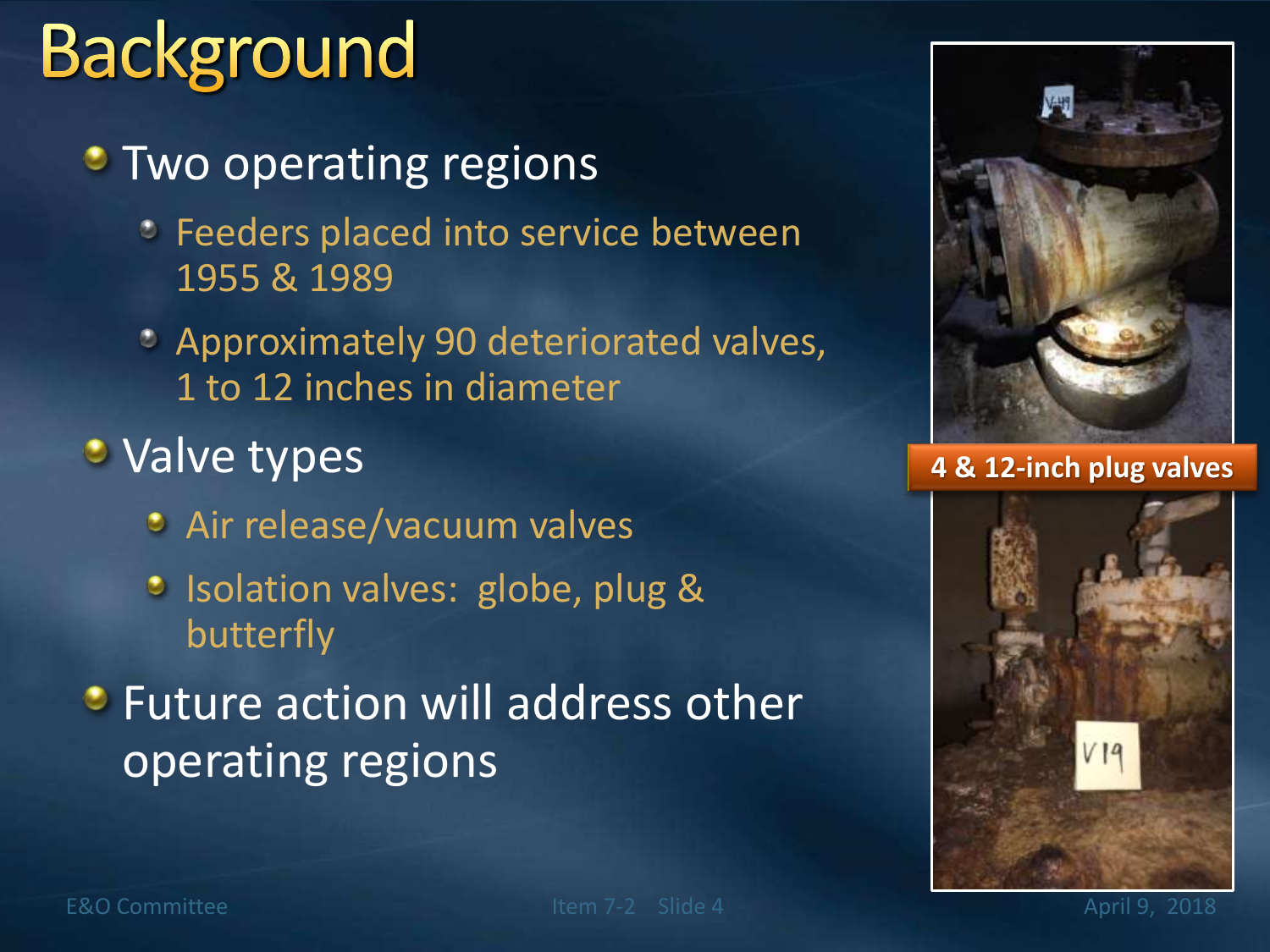# Background

- Two operating regions
  - Feeders placed into service between 1955 & 1989
  - Approximately 90 deteriorated valves, 1 to 12 inches in diameter
- Valve types
  - Air release/vacuum valves
  - Isolation valves: globe, plug & butterfly
- Future action will address other operating regions

4 & 12-inch plug valves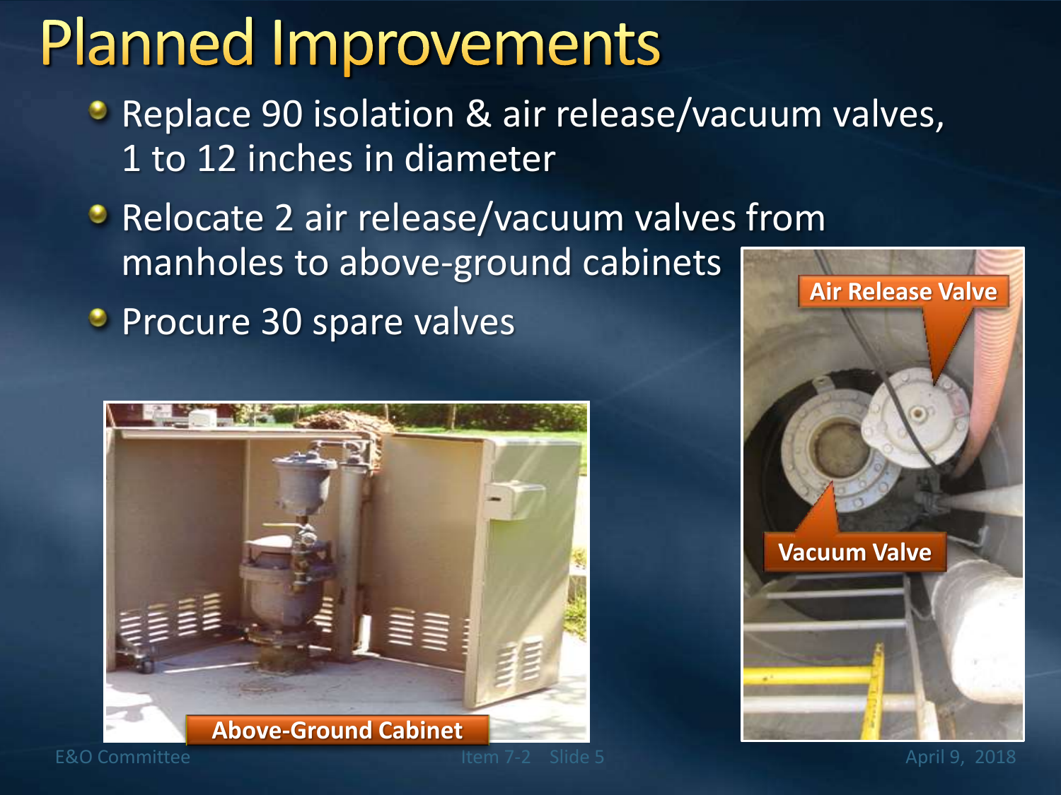# Planned Improvements

- Replace 90 isolation & air release/vacuum valves, 1 to 12 inches in diameter
- Relocate 2 air release/vacuum valves from manholes to above-ground cabinets
- Procure 30 spare valves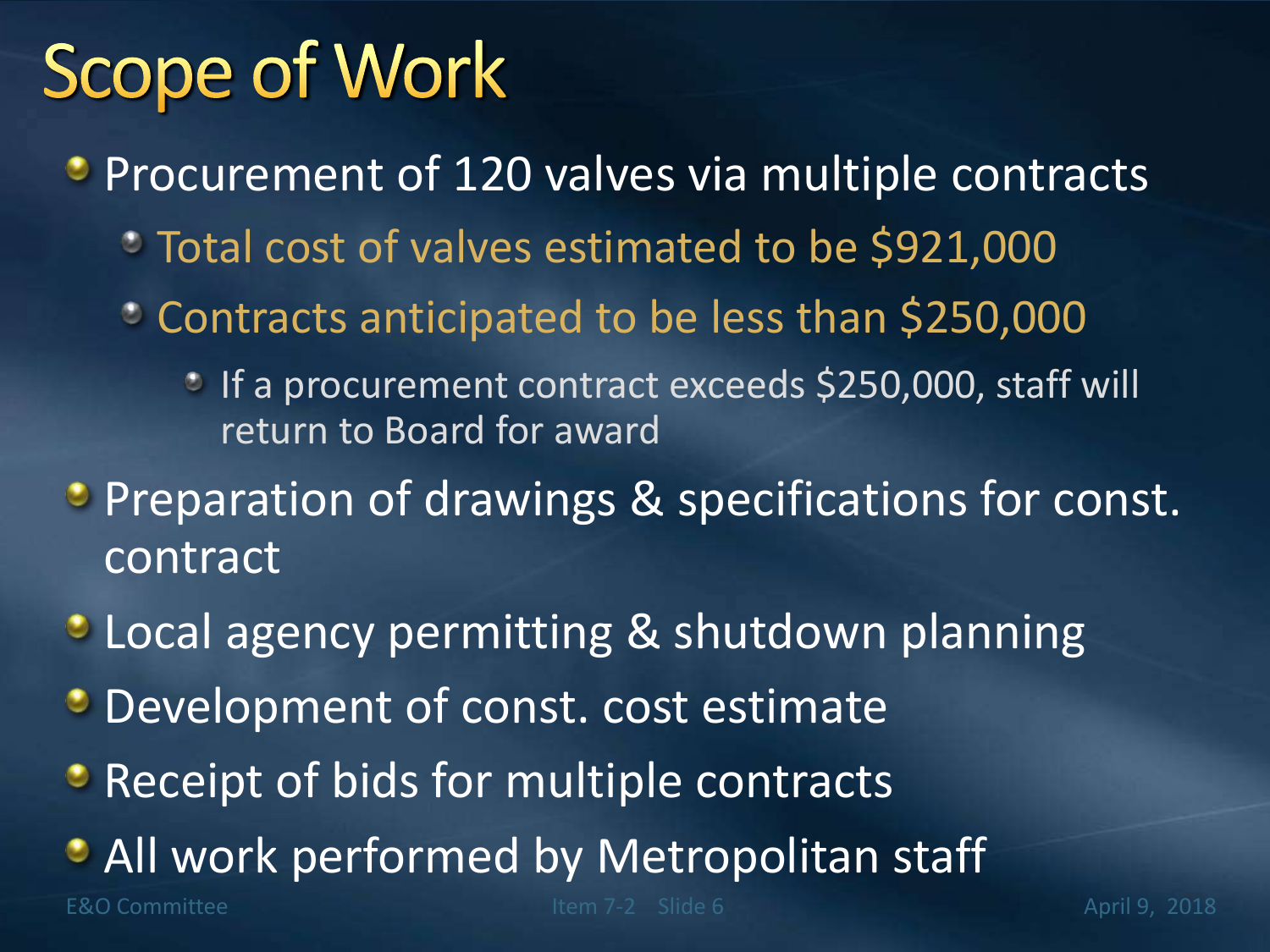# Scope of Work

- Procurement of 120 valves via multiple contracts
  - Total cost of valves estimated to be $921,000
  - Contracts anticipated to be less than $250,000
    - If a procurement contract exceeds $250,000, staff will return to Board for award
- Preparation of drawings & specifications for const. contract
- Local agency permitting & shutdown planning
- Development of const. cost estimate
- Receipt of bids for multiple contracts
- All work performed by Metropolitan staff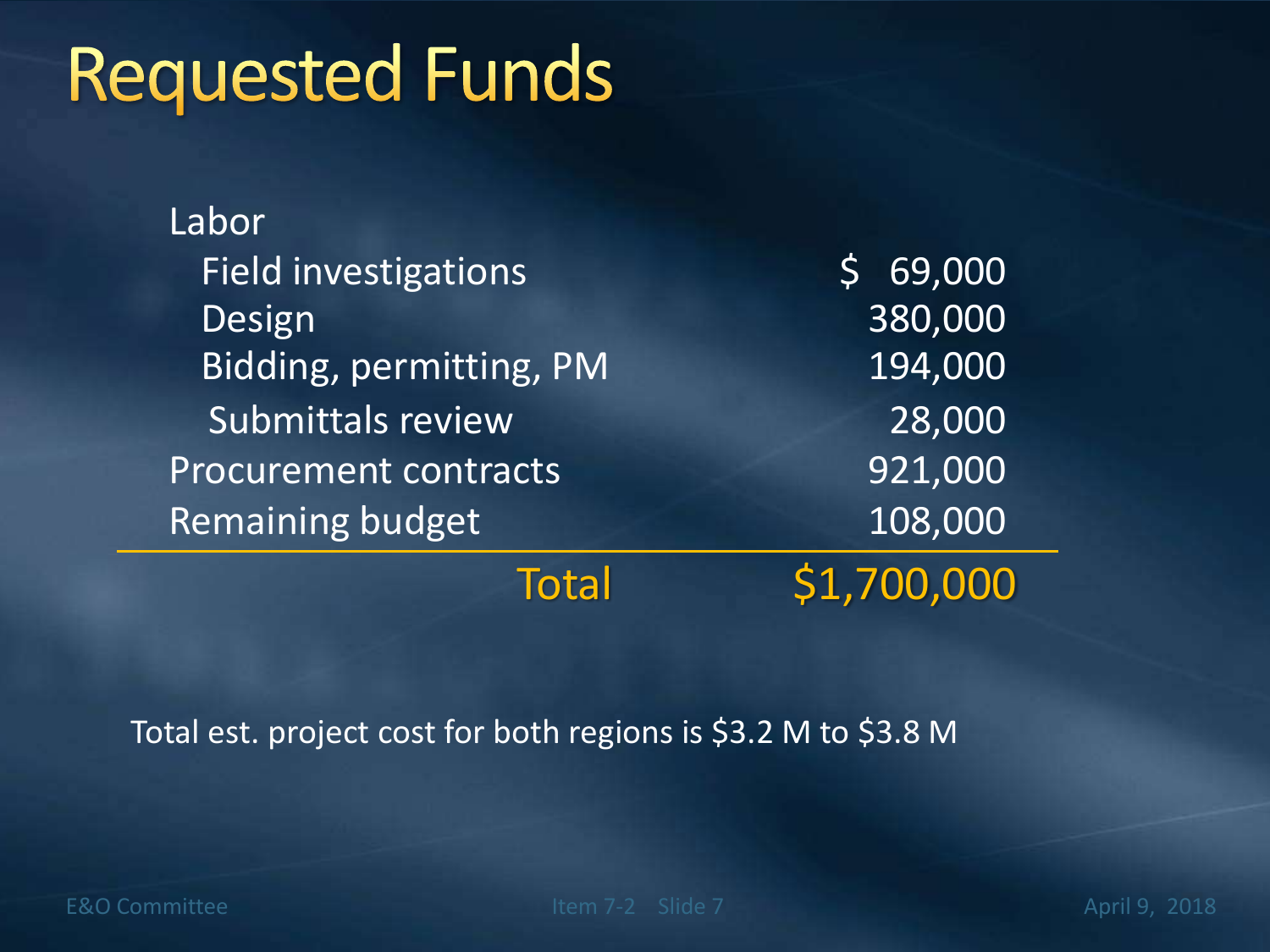# Requested Funds

| Item | Amount |
| --- | --- |
| Labor | |
| Field investigations | $ 69,000 |
| Design | 380,000 |
| Bidding, permitting, PM | 194,000 |
| Submittals review | 28,000 |
| Procurement contracts | 921,000 |
| Remaining budget | 108,000 |
| **Total** | **$1,700,000** |

Total est. project cost for both regions is $3.2 M to $3.8 M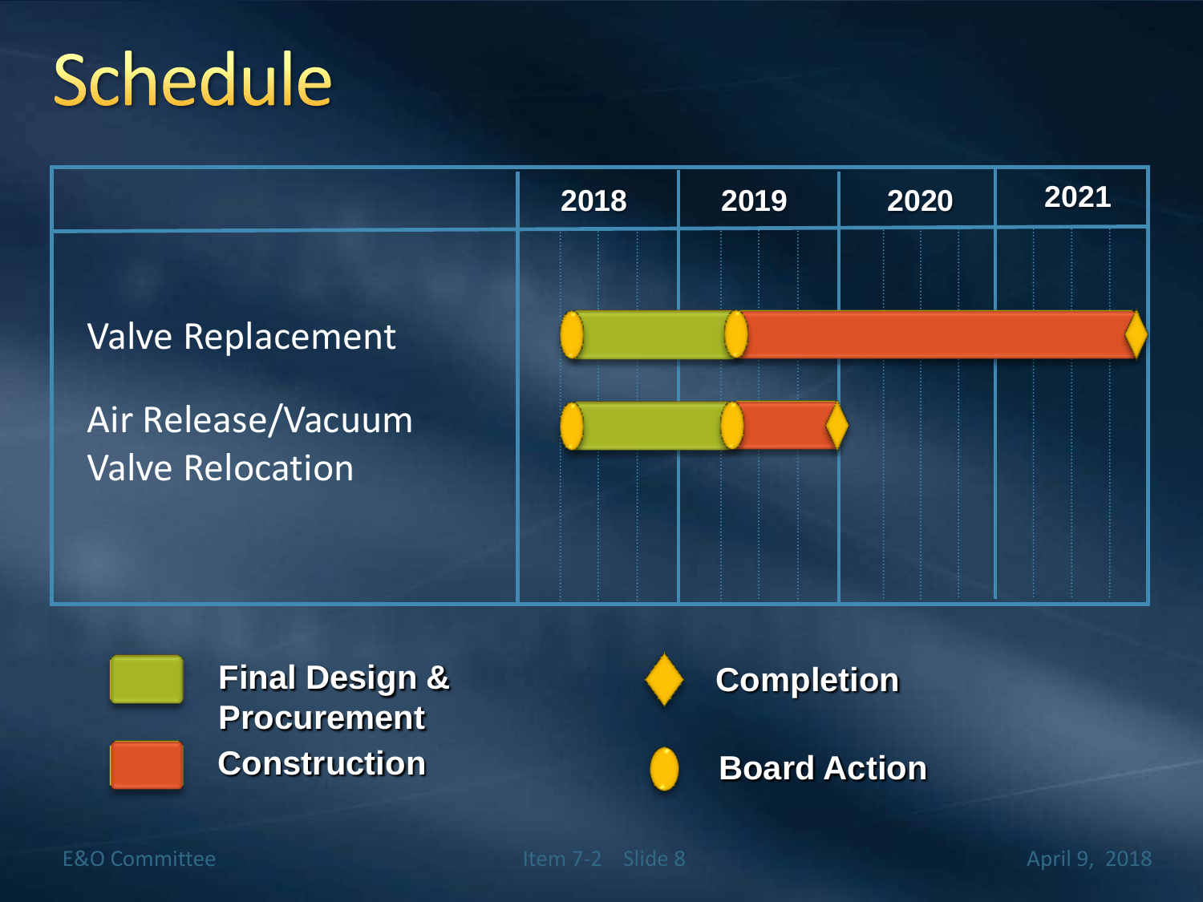# Schedule

| | 2018 | 2019 | 2020 | 2021 |
|---|---|---|---|---|
| Valve Replacement | | | | |
| Air Release/Vacuum Valve Relocation | | | | |

**Final Design & Procurement**

**Construction**

**Completion**

**Board Action**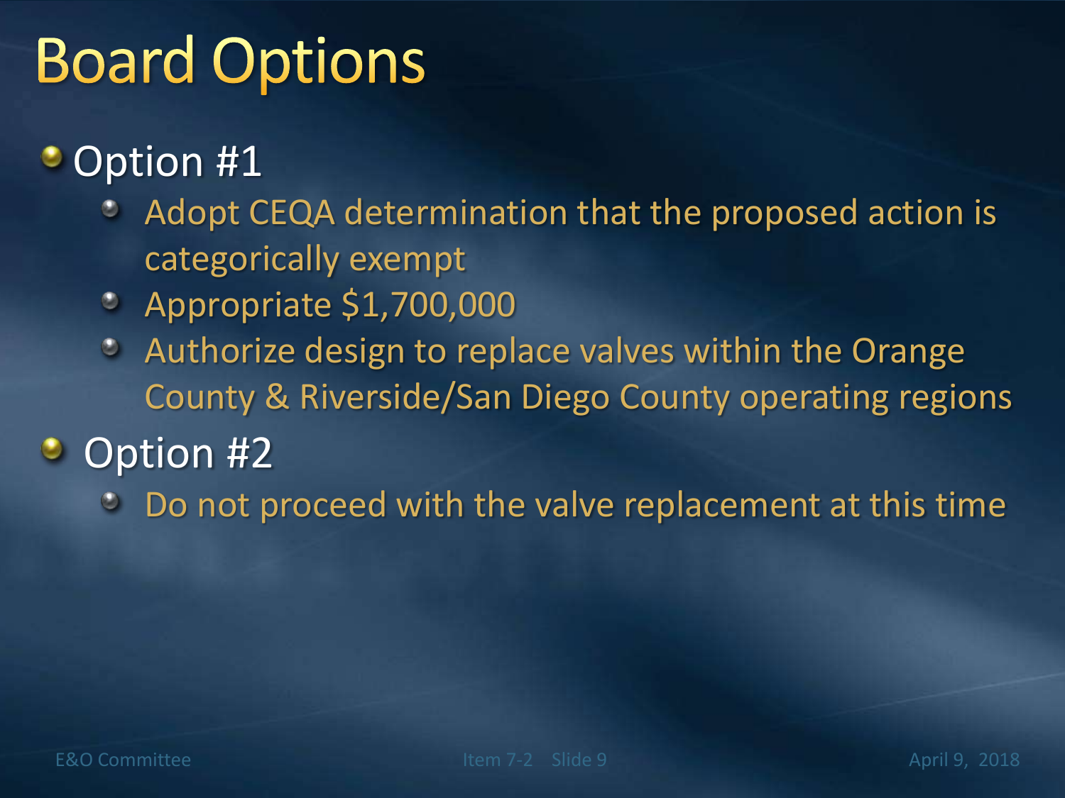# Board Options

- Option #1
  - Adopt CEQA determination that the proposed action is categorically exempt
  - Appropriate $1,700,000
  - Authorize design to replace valves within the Orange County & Riverside/San Diego County operating regions
- Option #2
  - Do not proceed with the valve replacement at this time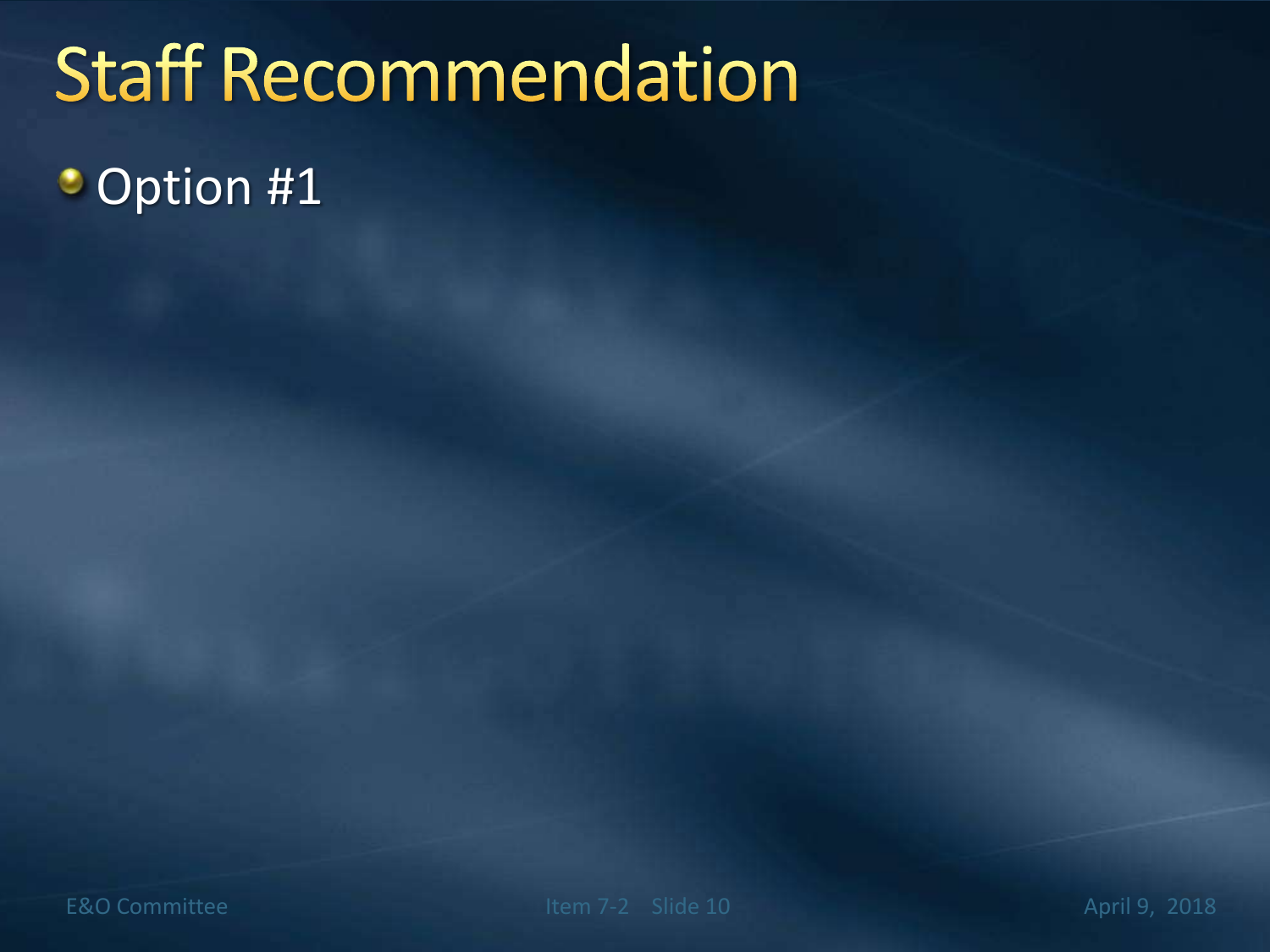# Staff Recommendation

- Option #1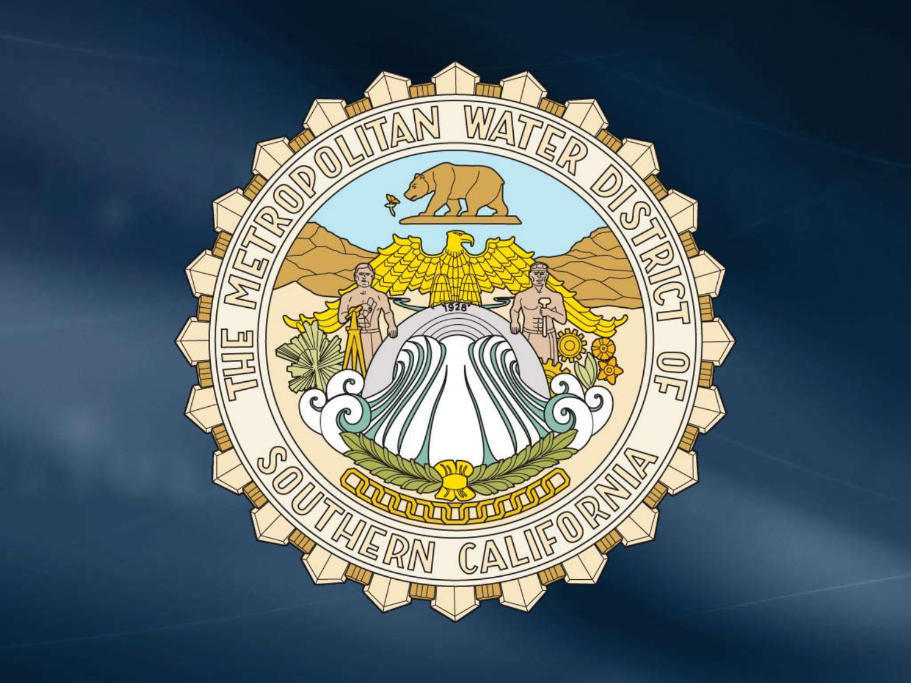THE METROPOLITAN WATER DISTRICT OF SOUTHERN CALIFORNIA

1928